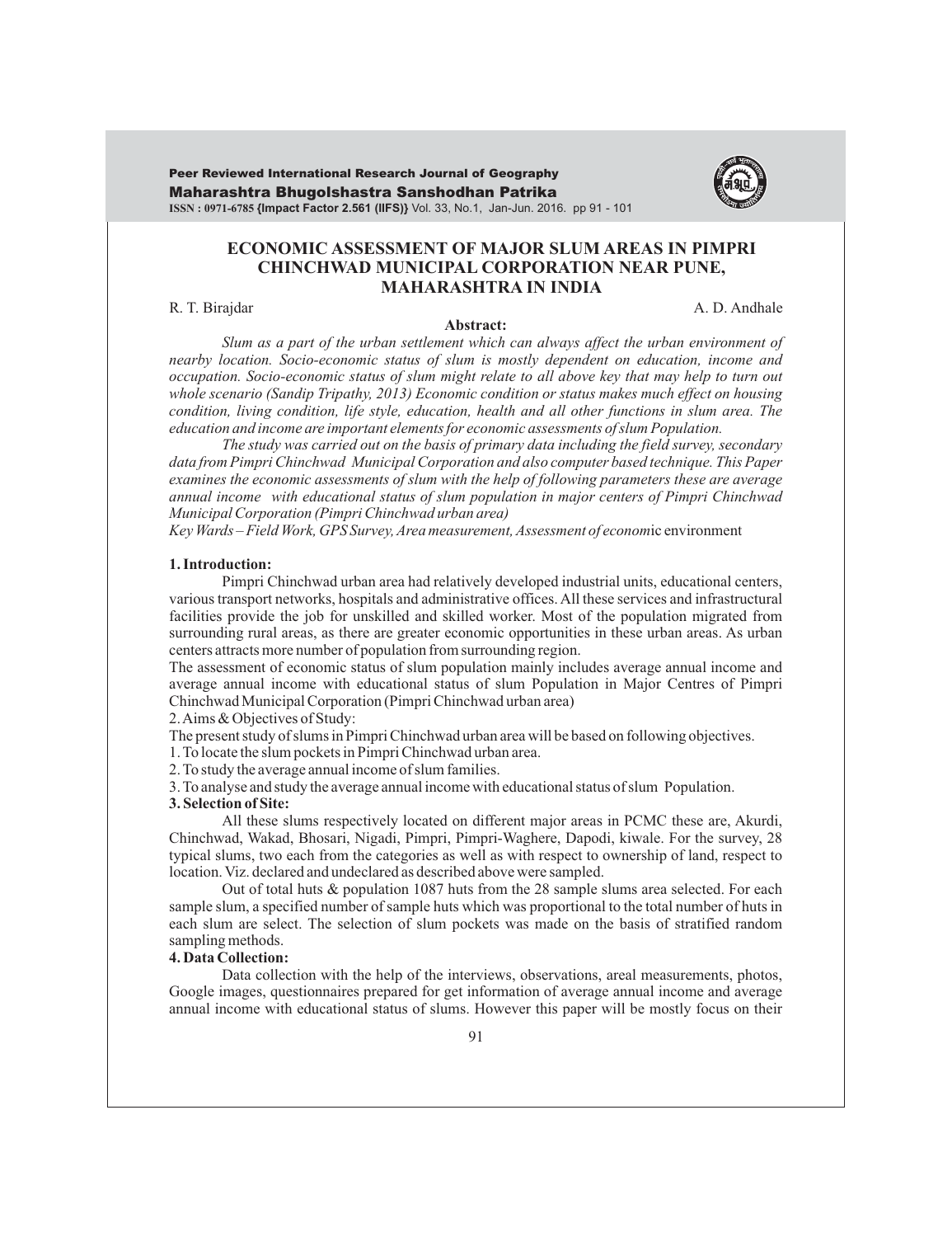# ECONOMIC ASSESSMENT OF MAJOR SLUM AREAS IN PIMPRI CHINCHWAD MUNICIPAL CORPORATION NEAR PUNE, MAHARASHTRA IN INDIA

R. T. Birajdar A. D. Andhale

**Abstract:**

*Slum as a part of the urban settlement which can always affect the urban environment of nearby location. Socio-economic status of slum is mostly dependent on education, income and occupation. Socio-economic status of slum might relate to all above key that may help to turn out whole scenario (Sandip Tripathy, 2013) Economic condition or status makes much effect on housing condition, living condition, life style, education, health and all other functions in slum area. The education and income are important elements for economic assessments of slum Population.*

*The study was carried out on the basis of primary data including the field survey, secondary data from Pimpri Chinchwad Municipal Corporation and also computer based technique. This Paper examines the economic assessments of slum with the help of following parameters these are average annual income with educational status of slum population in major centers of Pimpri Chinchwad Municipal Corporation (Pimpri Chinchwad urban area)*

*Key Wards – Field Work, GPS Survey, Area measurement, Assessment of econom*ic environment

## 1. Introduction:

Pimpri Chinchwad urban area had relatively developed industrial units, educational centers, various transport networks, hospitals and administrative offices. All these services and infrastructural facilities provide the job for unskilled and skilled worker. Most of the population migrated from surrounding rural areas, as there are greater economic opportunities in these urban areas. As urban centers attracts more number of population from surrounding region.

The assessment of economic status of slum population mainly includes average annual income and average annual income with educational status of slum Population in Major Centres of Pimpri Chinchwad Municipal Corporation (Pimpri Chinchwad urban area)

2. Aims & Objectives of Study:

The present study of slums in Pimpri Chinchwad urban area will be based on following objectives.

1. To locate the slum pockets in Pimpri Chinchwad urban area.
2. To study the average annual income of slum families.
3. To analyse and study the average annual income with educational status of slum Population.

## 3. Selection of Site:

All these slums respectively located on different major areas in PCMC these are, Akurdi, Chinchwad, Wakad, Bhosari, Nigadi, Pimpri, Pimpri-Waghere, Dapodi, kiwale. For the survey, 28 typical slums, two each from the categories as well as with respect to ownership of land, respect to location. Viz. declared and undeclared as described above were sampled.

Out of total huts & population 1087 huts from the 28 sample slums area selected. For each sample slum, a specified number of sample huts which was proportional to the total number of huts in each slum are select. The selection of slum pockets was made on the basis of stratified random sampling methods.

## 4. Data Collection:

Data collection with the help of the interviews, observations, areal measurements, photos, Google images, questionnaires prepared for get information of average annual income and average annual income with educational status of slums. However this paper will be mostly focus on their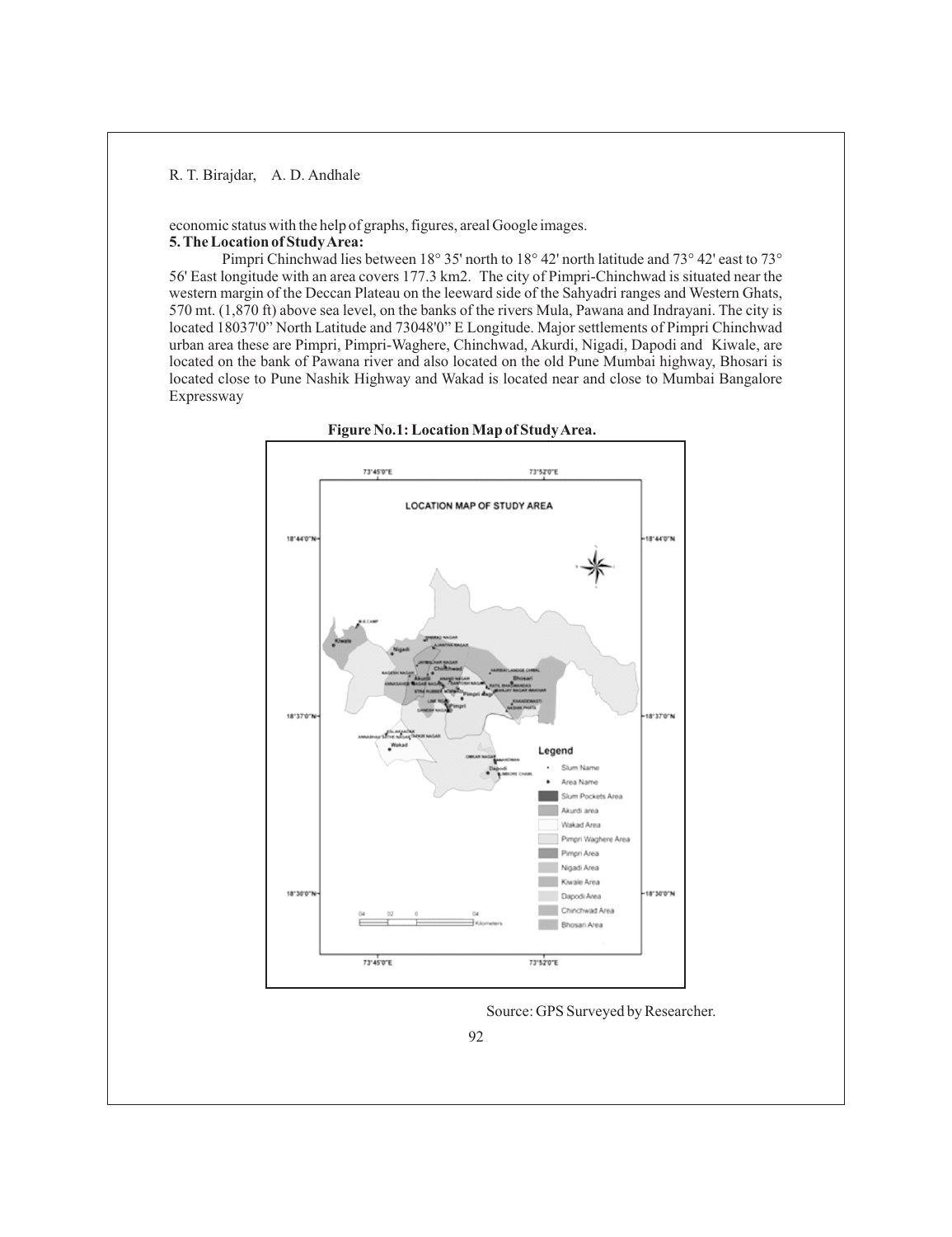economic status with the help of graphs, figures, areal Google images.

**5. The Location of Study Area:**

Pimpri Chinchwad lies between 18° 35' north to 18° 42' north latitude and 73° 42' east to 73° 56' East longitude with an area covers 177.3 km2. The city of Pimpri-Chinchwad is situated near the western margin of the Deccan Plateau on the leeward side of the Sahyadri ranges and Western Ghats, 570 mt. (1,870 ft) above sea level, on the banks of the rivers Mula, Pawana and Indrayani. The city is located 18037'0" North Latitude and 73048'0" E Longitude. Major settlements of Pimpri Chinchwad urban area these are Pimpri, Pimpri-Waghere, Chinchwad, Akurdi, Nigadi, Dapodi and Kiwale, are located on the bank of Pawana river and also located on the old Pune Mumbai highway, Bhosari is located close to Pune Nashik Highway and Wakad is located near and close to Mumbai Bangalore Expressway

**Figure No.1: Location Map of Study Area.**

Source: GPS Surveyed by Researcher.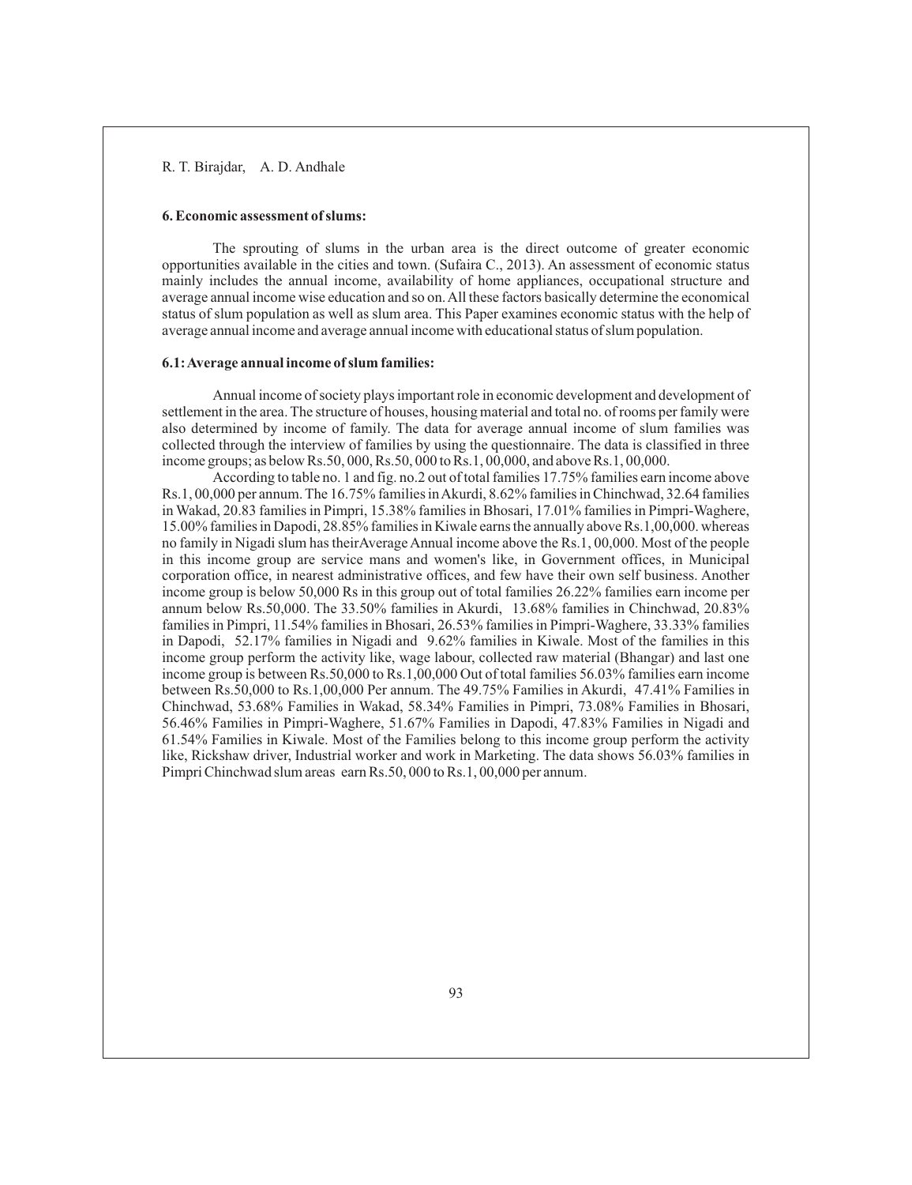### 6. Economic assessment of slums:

The sprouting of slums in the urban area is the direct outcome of greater economic opportunities available in the cities and town. (Sufaira C., 2013). An assessment of economic status mainly includes the annual income, availability of home appliances, occupational structure and average annual income wise education and so on. All these factors basically determine the economical status of slum population as well as slum area. This Paper examines economic status with the help of average annual income and average annual income with educational status of slum population.

### 6.1: Average annual income of slum families:

Annual income of society plays important role in economic development and development of settlement in the area. The structure of houses, housing material and total no. of rooms per family were also determined by income of family. The data for average annual income of slum families was collected through the interview of families by using the questionnaire. The data is classified in three income groups; as below Rs.50, 000, Rs.50, 000 to Rs.1, 00,000, and above Rs.1, 00,000.

According to table no. 1 and fig. no.2 out of total families 17.75% families earn income above Rs.1, 00,000 per annum. The 16.75% families in Akurdi, 8.62% families in Chinchwad, 32.64 families in Wakad, 20.83 families in Pimpri, 15.38% families in Bhosari, 17.01% families in Pimpri-Waghere, 15.00% families in Dapodi, 28.85% families in Kiwale earns the annually above Rs.1,00,000. whereas no family in Nigadi slum has their Average Annual income above the Rs.1, 00,000. Most of the people in this income group are service mans and women's like, in Government offices, in Municipal corporation office, in nearest administrative offices, and few have their own self business. Another income group is below 50,000 Rs in this group out of total families 26.22% families earn income per annum below Rs.50,000. The 33.50% families in Akurdi, 13.68% families in Chinchwad, 20.83% families in Pimpri, 11.54% families in Bhosari, 26.53% families in Pimpri-Waghere, 33.33% families in Dapodi, 52.17% families in Nigadi and 9.62% families in Kiwale. Most of the families in this income group perform the activity like, wage labour, collected raw material (Bhangar) and last one income group is between Rs.50,000 to Rs.1,00,000 Out of total families 56.03% families earn income between Rs.50,000 to Rs.1,00,000 Per annum. The 49.75% Families in Akurdi, 47.41% Families in Chinchwad, 53.68% Families in Wakad, 58.34% Families in Pimpri, 73.08% Families in Bhosari, 56.46% Families in Pimpri-Waghere, 51.67% Families in Dapodi, 47.83% Families in Nigadi and 61.54% Families in Kiwale. Most of the Families belong to this income group perform the activity like, Rickshaw driver, Industrial worker and work in Marketing. The data shows 56.03% families in Pimpri Chinchwad slum areas earn Rs.50, 000 to Rs.1, 00,000 per annum.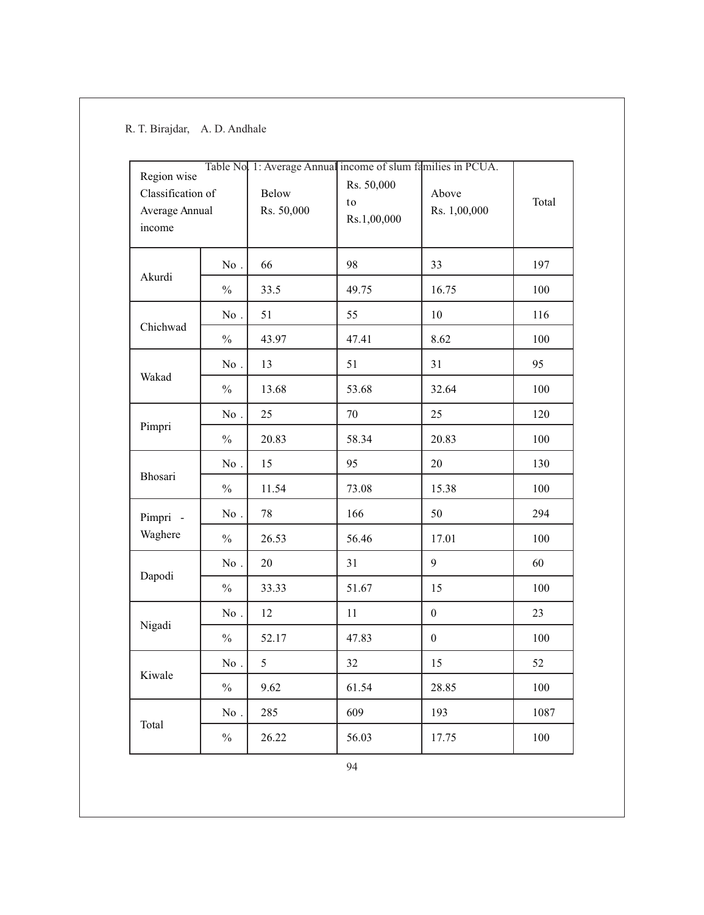Table No. 1: Average Annual income of slum families in PCUA.

| Region wise Classification of Average Annual income | | Below Rs. 50,000 | Rs. 50,000 to Rs.1,00,000 | Above Rs. 1,00,000 | Total |
|---|---|---|---|---|---|
| Akurdi | No . | 66 | 98 | 33 | 197 |
| | % | 33.5 | 49.75 | 16.75 | 100 |
| Chichwad | No . | 51 | 55 | 10 | 116 |
| | % | 43.97 | 47.41 | 8.62 | 100 |
| Wakad | No . | 13 | 51 | 31 | 95 |
| | % | 13.68 | 53.68 | 32.64 | 100 |
| Pimpri | No . | 25 | 70 | 25 | 120 |
| | % | 20.83 | 58.34 | 20.83 | 100 |
| Bhosari | No . | 15 | 95 | 20 | 130 |
| | % | 11.54 | 73.08 | 15.38 | 100 |
| Pimpri - Waghere | No . | 78 | 166 | 50 | 294 |
| | % | 26.53 | 56.46 | 17.01 | 100 |
| Dapodi | No . | 20 | 31 | 9 | 60 |
| | % | 33.33 | 51.67 | 15 | 100 |
| Nigadi | No . | 12 | 11 | 0 | 23 |
| | % | 52.17 | 47.83 | 0 | 100 |
| Kiwale | No . | 5 | 32 | 15 | 52 |
| | % | 9.62 | 61.54 | 28.85 | 100 |
| Total | No . | 285 | 609 | 193 | 1087 |
| | % | 26.22 | 56.03 | 17.75 | 100 |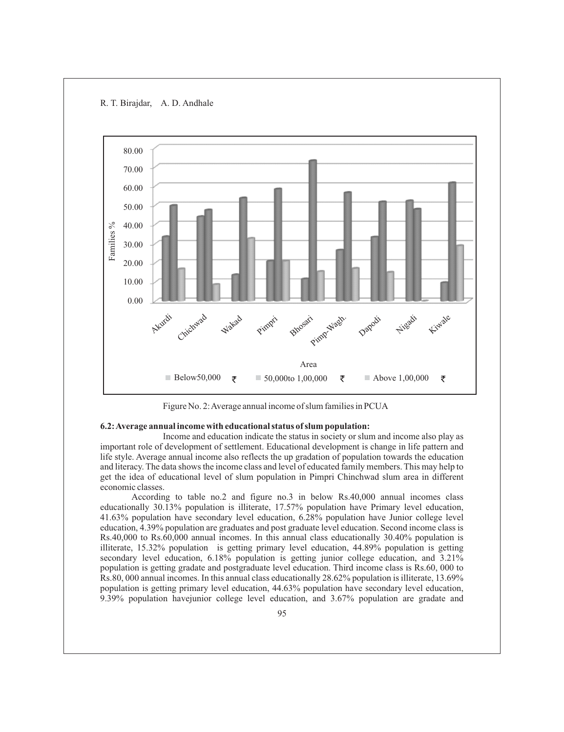Figure No. 2: Average annual income of slum families in PCUA

**6.2: Average annual income with educational status of slum population:**

Income and education indicate the status in society or slum and income also play as important role of development of settlement. Educational development is change in life pattern and life style. Average annual income also reflects the up gradation of population towards the education and literacy. The data shows the income class and level of educated family members. This may help to get the idea of educational level of slum population in Pimpri Chinchwad slum area in different economic classes.

According to table no.2 and figure no.3 in below Rs.40,000 annual incomes class educationally 30.13% population is illiterate, 17.57% population have Primary level education, 41.63% population have secondary level education, 6.28% population have Junior college level education, 4.39% population are graduates and post graduate level education. Second income class is Rs.40,000 to Rs.60,000 annual incomes. In this annual class educationally 30.40% population is illiterate, 15.32% population is getting primary level education, 44.89% population is getting secondary level education, 6.18% population is getting junior college education, and 3.21% population is getting gradate and postgraduate level education. Third income class is Rs.60, 000 to Rs.80, 000 annual incomes. In this annual class educationally 28.62% population is illiterate, 13.69% population is getting primary level education, 44.63% population have secondary level education, 9.39% population havejunior college level education, and 3.67% population are gradate and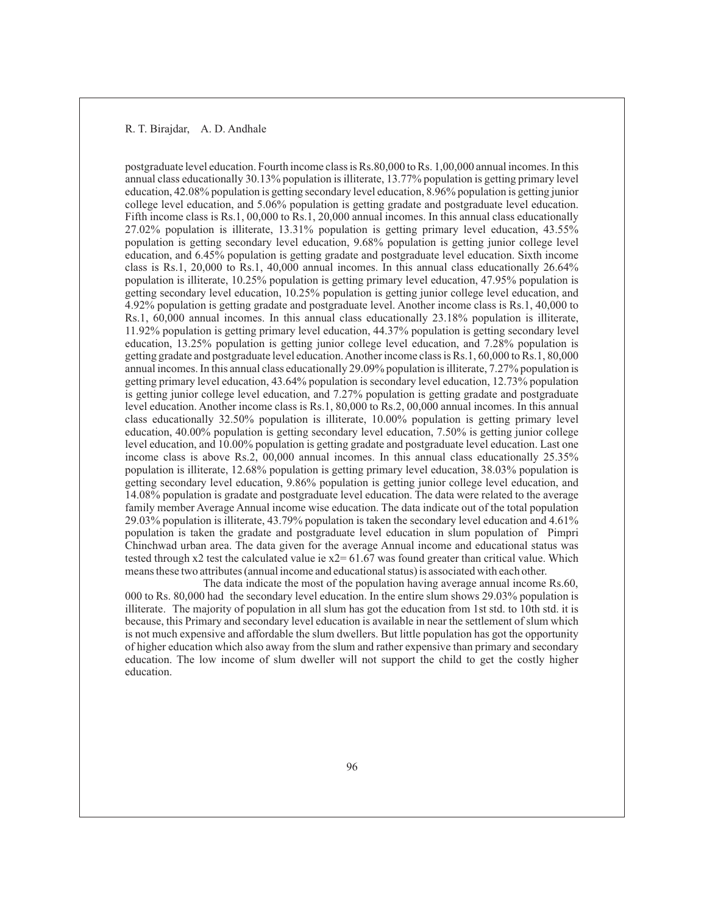postgraduate level education. Fourth income class is Rs.80,000 to Rs. 1,00,000 annual incomes. In this annual class educationally 30.13% population is illiterate, 13.77% population is getting primary level education, 42.08% population is getting secondary level education, 8.96% population is getting junior college level education, and 5.06% population is getting gradate and postgraduate level education. Fifth income class is Rs.1, 00,000 to Rs.1, 20,000 annual incomes. In this annual class educationally 27.02% population is illiterate, 13.31% population is getting primary level education, 43.55% population is getting secondary level education, 9.68% population is getting junior college level education, and 6.45% population is getting gradate and postgraduate level education. Sixth income class is Rs.1, 20,000 to Rs.1, 40,000 annual incomes. In this annual class educationally 26.64% population is illiterate, 10.25% population is getting primary level education, 47.95% population is getting secondary level education, 10.25% population is getting junior college level education, and 4.92% population is getting gradate and postgraduate level. Another income class is Rs.1, 40,000 to Rs.1, 60,000 annual incomes. In this annual class educationally 23.18% population is illiterate, 11.92% population is getting primary level education, 44.37% population is getting secondary level education, 13.25% population is getting junior college level education, and 7.28% population is getting gradate and postgraduate level education. Another income class is Rs.1, 60,000 to Rs.1, 80,000 annual incomes. In this annual class educationally 29.09% population is illiterate, 7.27% population is getting primary level education, 43.64% population is secondary level education, 12.73% population is getting junior college level education, and 7.27% population is getting gradate and postgraduate level education. Another income class is Rs.1, 80,000 to Rs.2, 00,000 annual incomes. In this annual class educationally 32.50% population is illiterate, 10.00% population is getting primary level education, 40.00% population is getting secondary level education, 7.50% is getting junior college level education, and 10.00% population is getting gradate and postgraduate level education. Last one income class is above Rs.2, 00,000 annual incomes. In this annual class educationally 25.35% population is illiterate, 12.68% population is getting primary level education, 38.03% population is getting secondary level education, 9.86% population is getting junior college level education, and 14.08% population is gradate and postgraduate level education. The data were related to the average family member Average Annual income wise education. The data indicate out of the total population 29.03% population is illiterate, 43.79% population is taken the secondary level education and 4.61% population is taken the gradate and postgraduate level education in slum population of Pimpri Chinchwad urban area. The data given for the average Annual income and educational status was tested through $x2$ test the calculated value ie $x2= 61.67$ was found greater than critical value. Which means these two attributes (annual income and educational status) is associated with each other.

The data indicate the most of the population having average annual income Rs.60, 000 to Rs. 80,000 had the secondary level education. In the entire slum shows 29.03% population is illiterate. The majority of population in all slum has got the education from 1st std. to 10th std. it is because, this Primary and secondary level education is available in near the settlement of slum which is not much expensive and affordable the slum dwellers. But little population has got the opportunity of higher education which also away from the slum and rather expensive than primary and secondary education. The low income of slum dweller will not support the child to get the costly higher education.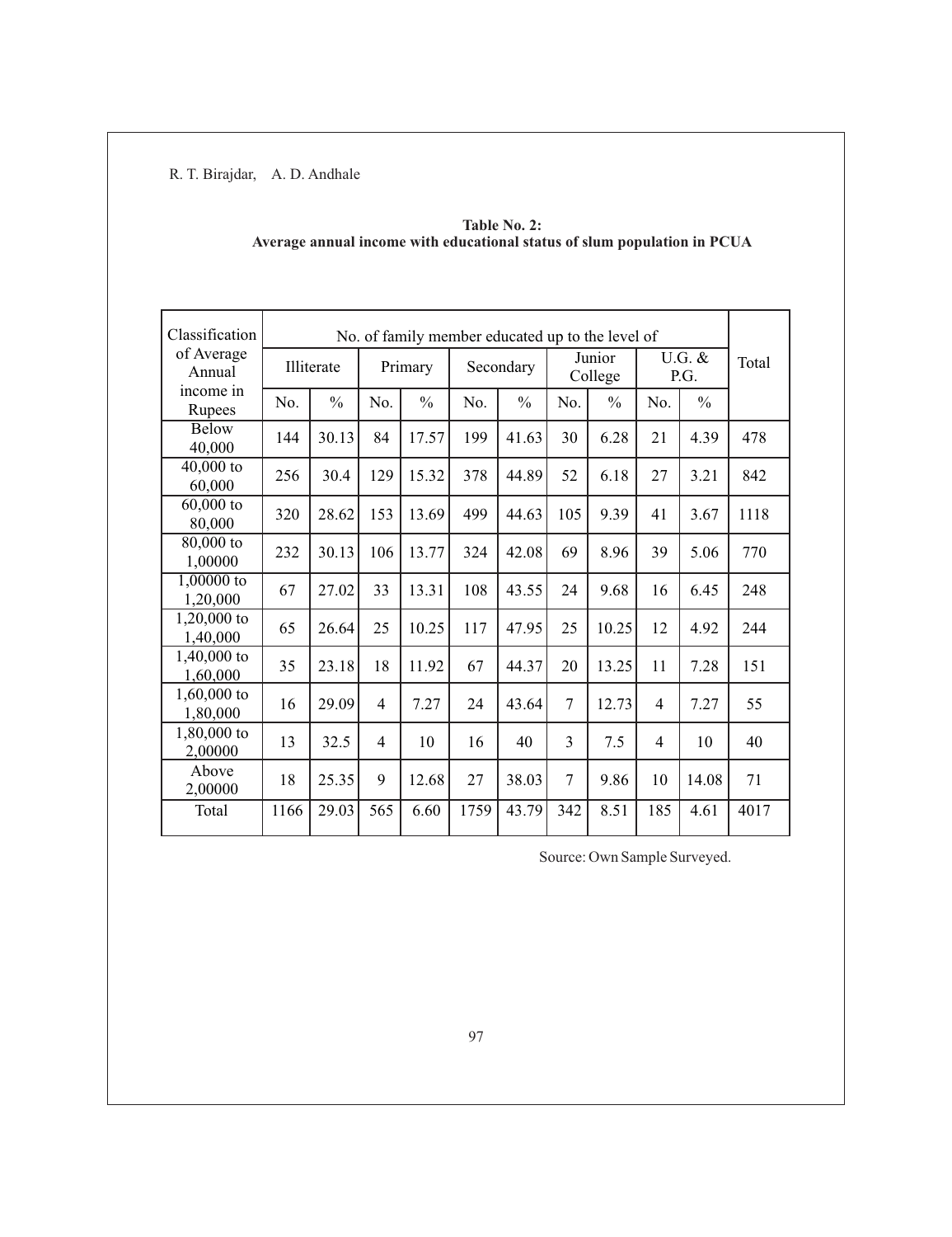**Table No. 2:**
**Average annual income with educational status of slum population in PCUA**

| Classification of Average Annual income in Rupees | No. of family member educated up to the level of | | | | | | | | | | Total |
|---|---|---|---|---|---|---|---|---|---|---|---|
| | Illiterate | | Primary | | Secondary | | Junior College | | U.G. & P.G. | | |
| | No. | % | No. | % | No. | % | No. | % | No. | % | |
| Below 40,000 | 144 | 30.13 | 84 | 17.57 | 199 | 41.63 | 30 | 6.28 | 21 | 4.39 | 478 |
| 40,000 to 60,000 | 256 | 30.4 | 129 | 15.32 | 378 | 44.89 | 52 | 6.18 | 27 | 3.21 | 842 |
| 60,000 to 80,000 | 320 | 28.62 | 153 | 13.69 | 499 | 44.63 | 105 | 9.39 | 41 | 3.67 | 1118 |
| 80,000 to 1,00000 | 232 | 30.13 | 106 | 13.77 | 324 | 42.08 | 69 | 8.96 | 39 | 5.06 | 770 |
| 1,00000 to 1,20,000 | 67 | 27.02 | 33 | 13.31 | 108 | 43.55 | 24 | 9.68 | 16 | 6.45 | 248 |
| 1,20,000 to 1,40,000 | 65 | 26.64 | 25 | 10.25 | 117 | 47.95 | 25 | 10.25 | 12 | 4.92 | 244 |
| 1,40,000 to 1,60,000 | 35 | 23.18 | 18 | 11.92 | 67 | 44.37 | 20 | 13.25 | 11 | 7.28 | 151 |
| 1,60,000 to 1,80,000 | 16 | 29.09 | 4 | 7.27 | 24 | 43.64 | 7 | 12.73 | 4 | 7.27 | 55 |
| 1,80,000 to 2,00000 | 13 | 32.5 | 4 | 10 | 16 | 40 | 3 | 7.5 | 4 | 10 | 40 |
| Above 2,00000 | 18 | 25.35 | 9 | 12.68 | 27 | 38.03 | 7 | 9.86 | 10 | 14.08 | 71 |
| Total | 1166 | 29.03 | 565 | 6.60 | 1759 | 43.79 | 342 | 8.51 | 185 | 4.61 | 4017 |

Source: Own Sample Surveyed.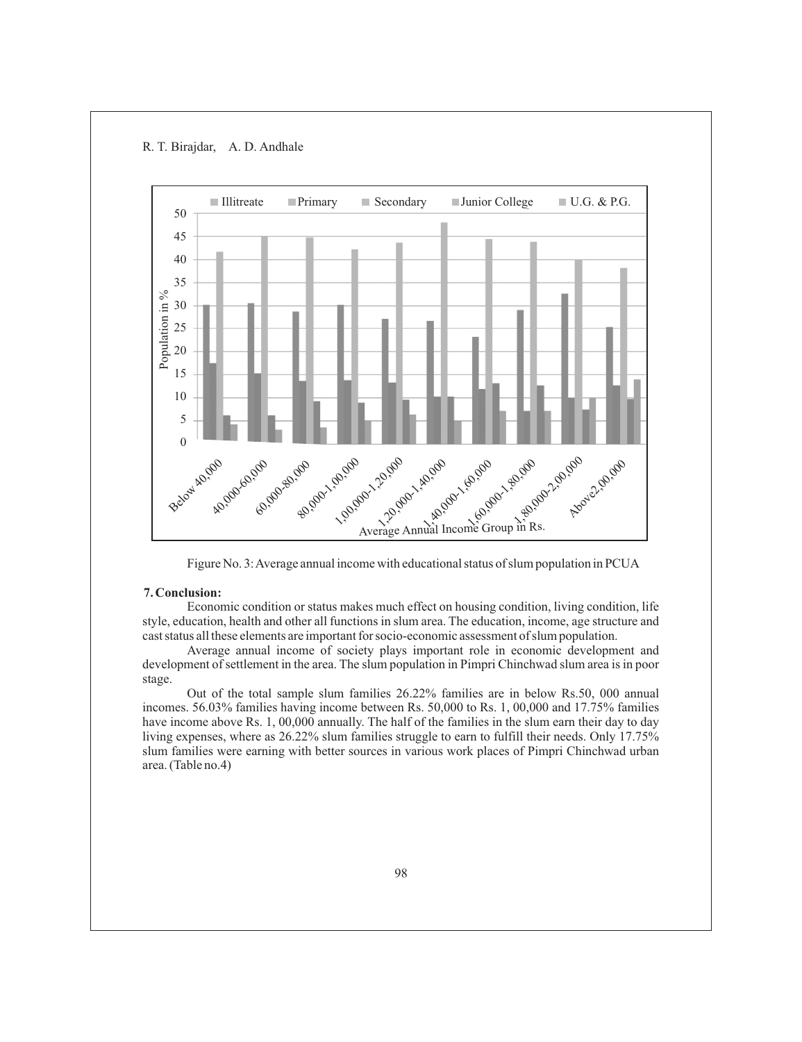Figure No. 3: Average annual income with educational status of slum population in PCUA

## 7. Conclusion:

Economic condition or status makes much effect on housing condition, living condition, life style, education, health and other all functions in slum area. The education, income, age structure and cast status all these elements are important for socio-economic assessment of slum population.

Average annual income of society plays important role in economic development and development of settlement in the area. The slum population in Pimpri Chinchwad slum area is in poor stage.

Out of the total sample slum families 26.22% families are in below Rs.50, 000 annual incomes. 56.03% families having income between Rs. 50,000 to Rs. 1, 00,000 and 17.75% families have income above Rs. 1, 00,000 annually. The half of the families in the slum earn their day to day living expenses, where as 26.22% slum families struggle to earn to fulfill their needs. Only 17.75% slum families were earning with better sources in various work places of Pimpri Chinchwad urban area. (Table no.4)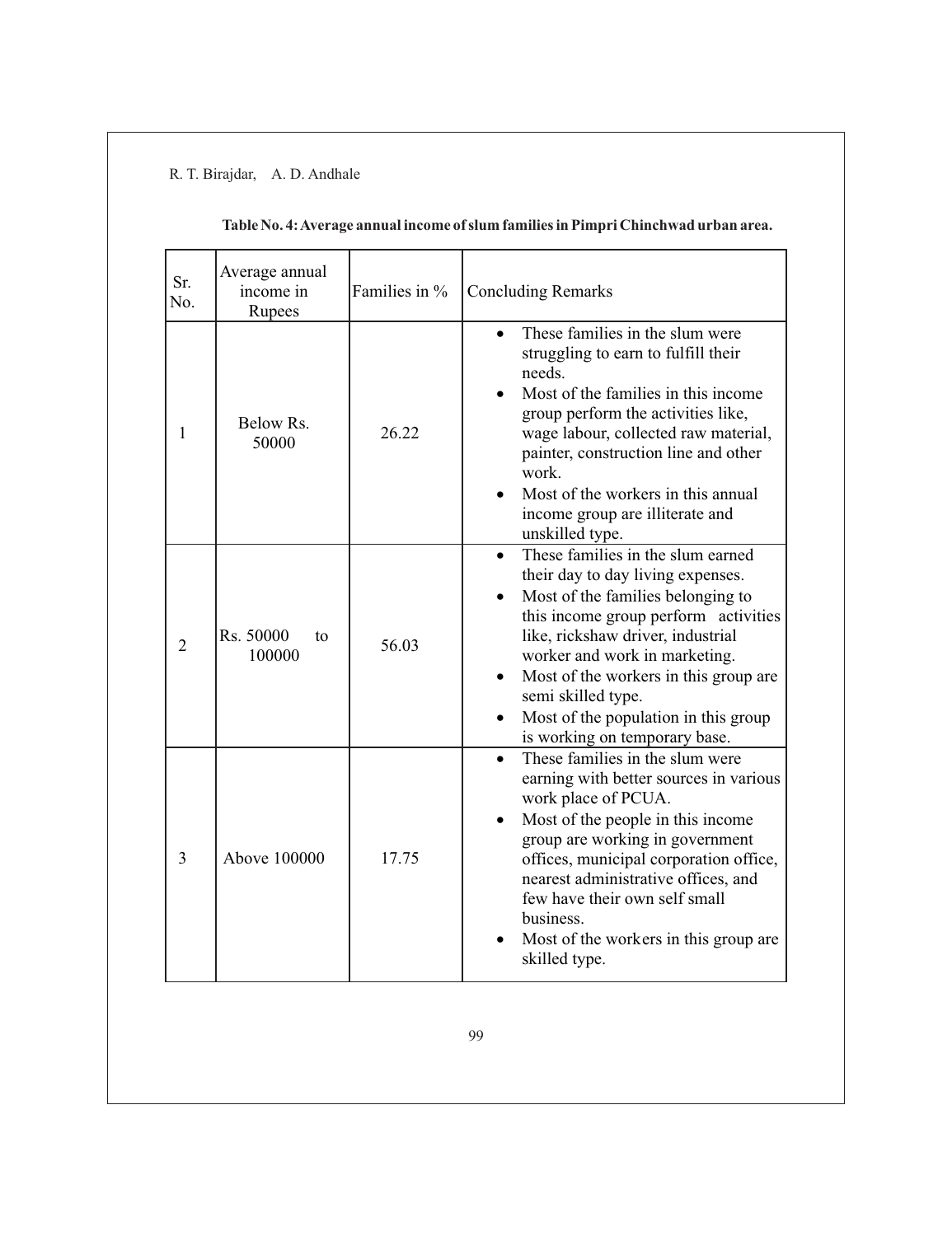**Table No. 4: Average annual income of slum families in Pimpri Chinchwad urban area.**

| Sr. No. | Average annual income in Rupees | Families in % | Concluding Remarks |
|---|---|---|---|
| 1 | Below Rs. 50000 | 26.22 | • These families in the slum were struggling to earn to fulfill their needs.<br>• Most of the families in this income group perform the activities like, wage labour, collected raw material, painter, construction line and other work.<br>• Most of the workers in this annual income group are illiterate and unskilled type. |
| 2 | Rs. 50000 to 100000 | 56.03 | • These families in the slum earned their day to day living expenses.<br>• Most of the families belonging to this income group perform activities like, rickshaw driver, industrial worker and work in marketing.<br>• Most of the workers in this group are semi skilled type.<br>• Most of the population in this group is working on temporary base. |
| 3 | Above 100000 | 17.75 | • These families in the slum were earning with better sources in various work place of PCUA.<br>• Most of the people in this income group are working in government offices, municipal corporation office, nearest administrative offices, and few have their own self small business.<br>• Most of the workers in this group are skilled type. |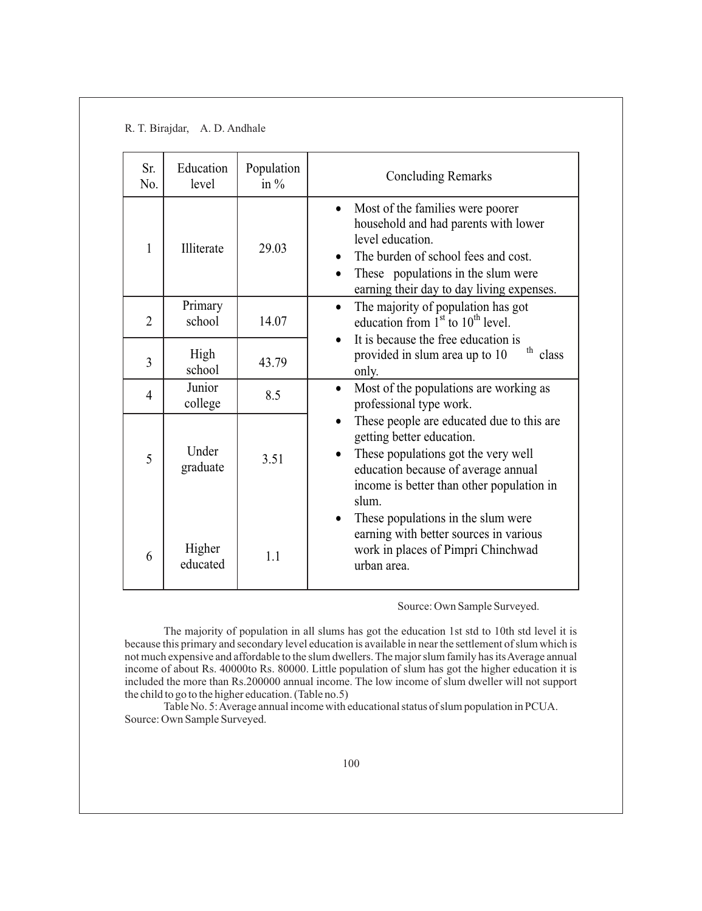| Sr. No. | Education level | Population in % | Concluding Remarks |
|---|---|---|---|
| 1 | Illiterate | 29.03 | • Most of the families were poorer household and had parents with lower level education.<br>• The burden of school fees and cost.<br>• These populations in the slum were earning their day to day living expenses. |
| 2 | Primary school | 14.07 | • The majority of population has got education from 1st to 10th level.<br>• It is because the free education is provided in slum area up to 10th class only. |
| 3 | High school | 43.79 | |
| 4 | Junior college | 8.5 | • Most of the populations are working as professional type work.<br>• These people are educated due to this are getting better education.<br>• These populations got the very well education because of average annual income is better than other population in slum.<br>• These populations in the slum were earning with better sources in various work in places of Pimpri Chinchwad urban area. |
| 5 | Under graduate | 3.51 | |
| 6 | Higher educated | 1.1 | |

Source: Own Sample Surveyed.

The majority of population in all slums has got the education 1st std to 10th std level it is because this primary and secondary level education is available in near the settlement of slum which is not much expensive and affordable to the slum dwellers. The major slum family has its Average annual income of about Rs. 40000to Rs. 80000. Little population of slum has got the higher education it is included the more than Rs.200000 annual income. The low income of slum dweller will not support the child to go to the higher education. (Table no.5)

Table No. 5: Average annual income with educational status of slum population in PCUA. Source: Own Sample Surveyed.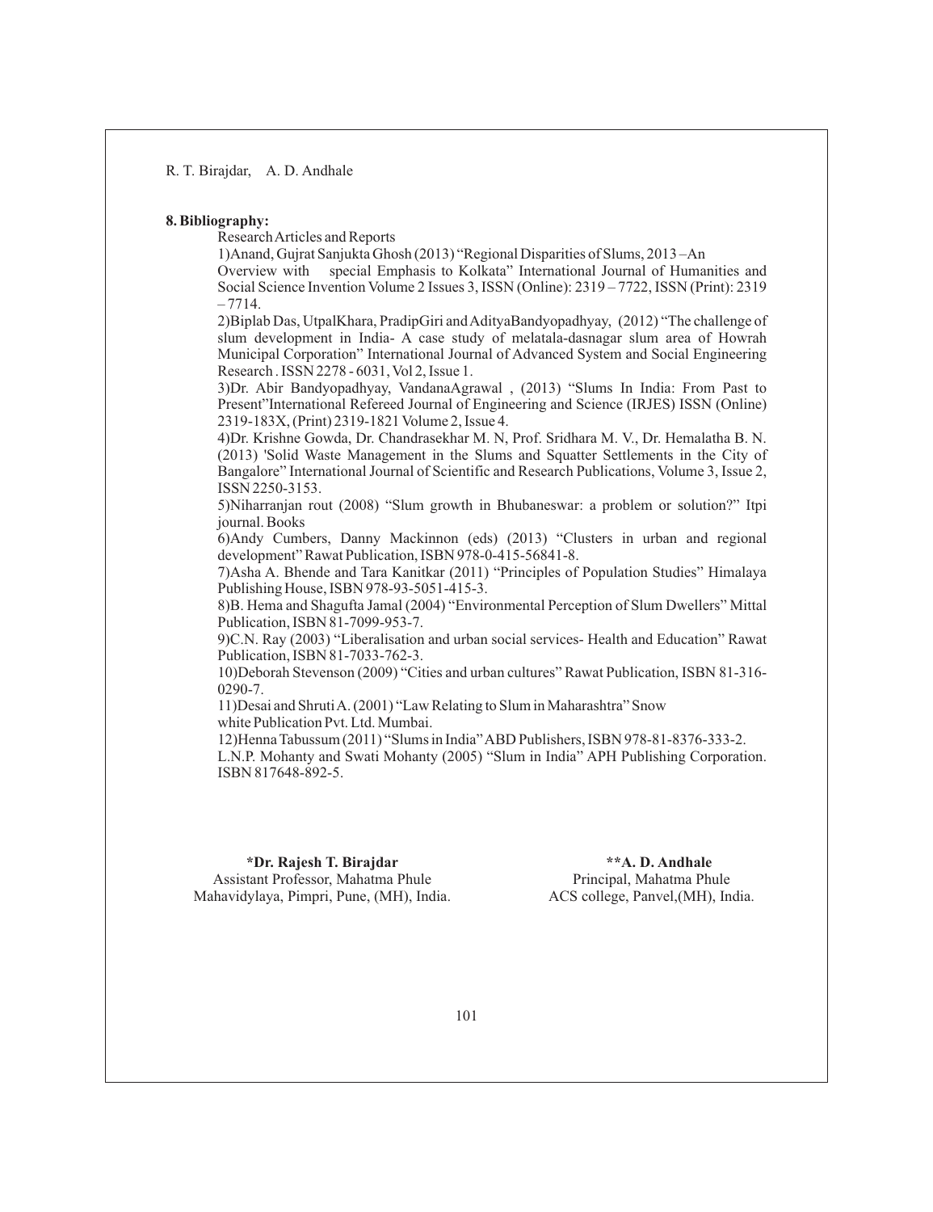## 8. Bibliography:

Research Articles and Reports

1)Anand, Gujrat Sanjukta Ghosh (2013) "Regional Disparities of Slums, 2013 –An Overview with special Emphasis to Kolkata" International Journal of Humanities and Social Science Invention Volume 2 Issues 3, ISSN (Online): 2319 – 7722, ISSN (Print): 2319 – 7714.

2)Biplab Das, UtpalKhara, PradipGiri and AdityaBandyopadhyay, (2012) "The challenge of slum development in India- A case study of melatala-dasnagar slum area of Howrah Municipal Corporation" International Journal of Advanced System and Social Engineering Research . ISSN 2278 - 6031, Vol 2, Issue 1.

3)Dr. Abir Bandyopadhyay, VandanaAgrawal , (2013) "Slums In India: From Past to Present"International Refereed Journal of Engineering and Science (IRJES) ISSN (Online) 2319-183X, (Print) 2319-1821 Volume 2, Issue 4.

4)Dr. Krishne Gowda, Dr. Chandrasekhar M. N, Prof. Sridhara M. V., Dr. Hemalatha B. N. (2013) 'Solid Waste Management in the Slums and Squatter Settlements in the City of Bangalore" International Journal of Scientific and Research Publications, Volume 3, Issue 2, ISSN 2250-3153.

5)Niharranjan rout (2008) "Slum growth in Bhubaneswar: a problem or solution?" Itpi journal. Books

6)Andy Cumbers, Danny Mackinnon (eds) (2013) "Clusters in urban and regional development" Rawat Publication, ISBN 978-0-415-56841-8.

7)Asha A. Bhende and Tara Kanitkar (2011) "Principles of Population Studies" Himalaya Publishing House, ISBN 978-93-5051-415-3.

8)B. Hema and Shagufta Jamal (2004) "Environmental Perception of Slum Dwellers" Mittal Publication, ISBN 81-7099-953-7.

9)C.N. Ray (2003) "Liberalisation and urban social services- Health and Education" Rawat Publication, ISBN 81-7033-762-3.

10)Deborah Stevenson (2009) "Cities and urban cultures" Rawat Publication, ISBN 81-316-0290-7.

11)Desai and Shruti A. (2001) "Law Relating to Slum in Maharashtra" Snow white Publication Pvt. Ltd. Mumbai.

12)Henna Tabussum (2011) "Slums in India" ABD Publishers, ISBN 978-81-8376-333-2.

L.N.P. Mohanty and Swati Mohanty (2005) "Slum in India" APH Publishing Corporation. ISBN 817648-892-5.

**\*Dr. Rajesh T. Birajdar**
Assistant Professor, Mahatma Phule Mahavidylaya, Pimpri, Pune, (MH), India.

**\*\*A. D. Andhale**
Principal, Mahatma Phule ACS college, Panvel,(MH), India.